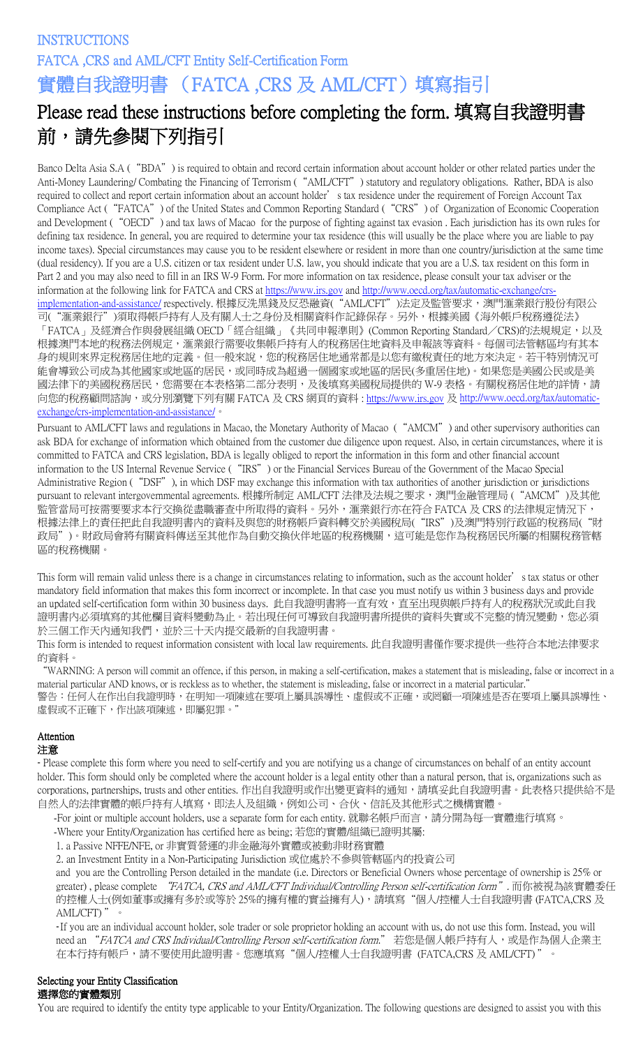# INSTRUCTIONS

## FATCA ,CRS and AML/CFT Entity Self-Certification Form

## 實體自我證明書 （FATCA ,CRS 及 AML/CFT）填寫指引

# Please read these instructions before completing the form. 填寫自我證明書前，請先參閱下列指引

Banco Delta Asia S.A (“BDA”) is required to obtain and record certain information about account holder or other related parties under the Anti-Money Laundering/ Combating the Financing of Terrorism (“AML/CFT”) statutory and regulatory obligations. Rather, BDA is also required to collect and report certain information about an account holder's tax residence under the requirement of Foreign Account Tax Compliance Act (“FATCA”) of the United States and Common Reporting Standard (“CRS”) of Organization of Economic Cooperation and Development (“OECD”) and tax laws of Macao for the purpose of fighting against tax evasion . Each jurisdiction has its own rules for defining tax residence. In general, you are required to determine your tax residence (this will usually be the place where you are liable to pay income taxes). Special circumstances may cause you to be resident elsewhere or resident in more than one country/jurisdiction at the same time (dual residency). If you are a U.S. citizen or tax resident under U.S. law, you should indicate that you are a U.S. tax resident on this form in Part 2 and you may also need to fill in an IRS W-9 Form. For more information on tax residence, please consult your tax adviser or the information at the following link for FATCA and CRS at https://www.irs.gov and http://www.oecd.org/tax/automatic-exchange/crs-implementation-and-assistance/ respectively. 根據反洗黑錢及反恐融資(“AML/CFT”)法定及監管要求，澳門滙業銀行股份有限公司(“滙業銀行”)須取得帳戶持有人及有關人士之身份及相關資料作記錄保存。另外，根據美國《海外帳戶稅務遵從法》「FATCA」及經濟合作與發展組織 OECD「經合組織」《共同申報準則》(Common Reporting Standard／CRS)的法規規定，以及根據澳門本地的稅務法例規定，滙業銀行需要收集帳戶持有人的稅務居住地資料及申報該等資料。每個司法管轄區均有其本身的規則來界定稅務居住地的定義。但一般來說，您的稅務居住地通常都是以您有繳稅責任的地方來決定。若干特別情況可能會導致公司成為其他國家或地區的居民，或同時成為超過一個國家或地區的居民(多重居住地)。如果您是美國公民或是美國法律下的美國稅務居民，您需要在本表格第二部分表明，及後填寫美國稅局提供的 W-9 表格。有關稅務居住地的詳情，請向您的稅務顧問諮詢，或分別瀏覽下列有關 FATCA 及 CRS 網頁的資料 : https://www.irs.gov 及 http://www.oecd.org/tax/automatic-exchange/crs-implementation-and-assistance/。

Pursuant to AML/CFT laws and regulations in Macao, the Monetary Authority of Macao (“AMCM”) and other supervisory authorities can ask BDA for exchange of information which obtained from the customer due diligence upon request. Also, in certain circumstances, where it is committed to FATCA and CRS legislation, BDA is legally obliged to report the information in this form and other financial account information to the US Internal Revenue Service (“IRS”) or the Financial Services Bureau of the Government of the Macao Special Administrative Region (“DSF”), in which DSF may exchange this information with tax authorities of another jurisdiction or jurisdictions pursuant to relevant intergovernmental agreements. 根據所制定 AML/CFT 法律及法規之要求，澳門金融管理局 (“AMCM”)及其他監管當局可按需要要求本行交換從盡職審查中所取得的資料。另外，滙業銀行亦在符合 FATCA 及 CRS 的法律規定情況下，根據法律上的責任把此自我證明書內的資料及與您的財務帳戶資料轉交於美國稅局(“IRS”)及澳門特別行政區的稅務局(“財政局”)。財政局會將有關資料傳送至其他作為自動交換伙伴地區的稅務機關，這可能是您作為稅務居民所屬的相關稅務管轄區的稅務機關。

This form will remain valid unless there is a change in circumstances relating to information, such as the account holder's tax status or other mandatory field information that makes this form incorrect or incomplete. In that case you must notify us within 3 business days and provide an updated self-certification form within 30 business days. 此自我證明書將一直有效，直至出現與帳戶持有人的稅務狀況或此自我證明書內必須填寫的其他欄目資料變動為止。若出現任何可導致自我證明書所提供的資料失實或不完整的情況變動，您必須於三個工作天內通知我們，並於三十天內提交最新的自我證明書。

This form is intended to request information consistent with local law requirements. 此自我證明書僅作要求提供一些符合本地法律要求的資料。

“WARNING: A person will commit an offence, if this person, in making a self-certification, makes a statement that is misleading, false or incorrect in a material particular AND knows, or is reckless as to whether, the statement is misleading, false or incorrect in a material particular.”
警告：任何人在作出自我證明時，在明知一項陳述在要項上屬具誤導性、虛假或不正確，或罔顧一項陳述是否在要項上屬具誤導性、虛假或不正確下，作出該項陳述，即屬犯罪。”

### Attention
### 注意

- Please complete this form where you need to self-certify and you are notifying us a change of circumstances on behalf of an entity account holder. This form should only be completed where the account holder is a legal entity other than a natural person, that is, organizations such as corporations, partnerships, trusts and other entities. 作出自我證明或作出變更資料的通知，請填妥此自我證明書。此表格只提供給不是自然人的法律實體的帳戶持有人填寫，即法人及組織，例如公司、合伙、信託及其他形式之機構實體。
  - For joint or multiple account holders, use a separate form for each entity. 就聯名帳戶而言，請分開為每一實體進行填寫。
  - Where your Entity/Organization has certified here as being; 若您的實體/組織已證明其屬:
    1. a Passive NFFE/NFE, or 非實質營運的非金融海外實體或被動非財務實體
    2. an Investment Entity in a Non-Participating Jurisdiction 或位處於不參與管轄區內的投資公司

    and you are the Controlling Person detailed in the mandate (i.e. Directors or Beneficial Owners whose percentage of ownership is 25% or greater) , please complete *"FATCA, CRS and AML/CFT Individual/Controlling Person self-certification form"*. 而你被視為該實體委任的控權人士(例如董事或擁有多於或等於 25%的擁有權的實益擁有人)，請填寫“個人/控權人士自我證明書 (FATCA,CRS 及 AML/CFT)”。
- If you are an individual account holder, sole trader or sole proprietor holding an account with us, do not use this form. Instead, you will need an *"FATCA and CRS Individual/Controlling Person self-certification form."* 若您是個人帳戶持有人，或是作為個人企業主在本行持有帳戶，請不要使用此證明書。您應填寫“個人/控權人士自我證明書 (FATCA,CRS 及 AML/CFT)”。

### Selecting your Entity Classification
### 選擇您的實體類別

You are required to identify the entity type applicable to your Entity/Organization. The following questions are designed to assist you with this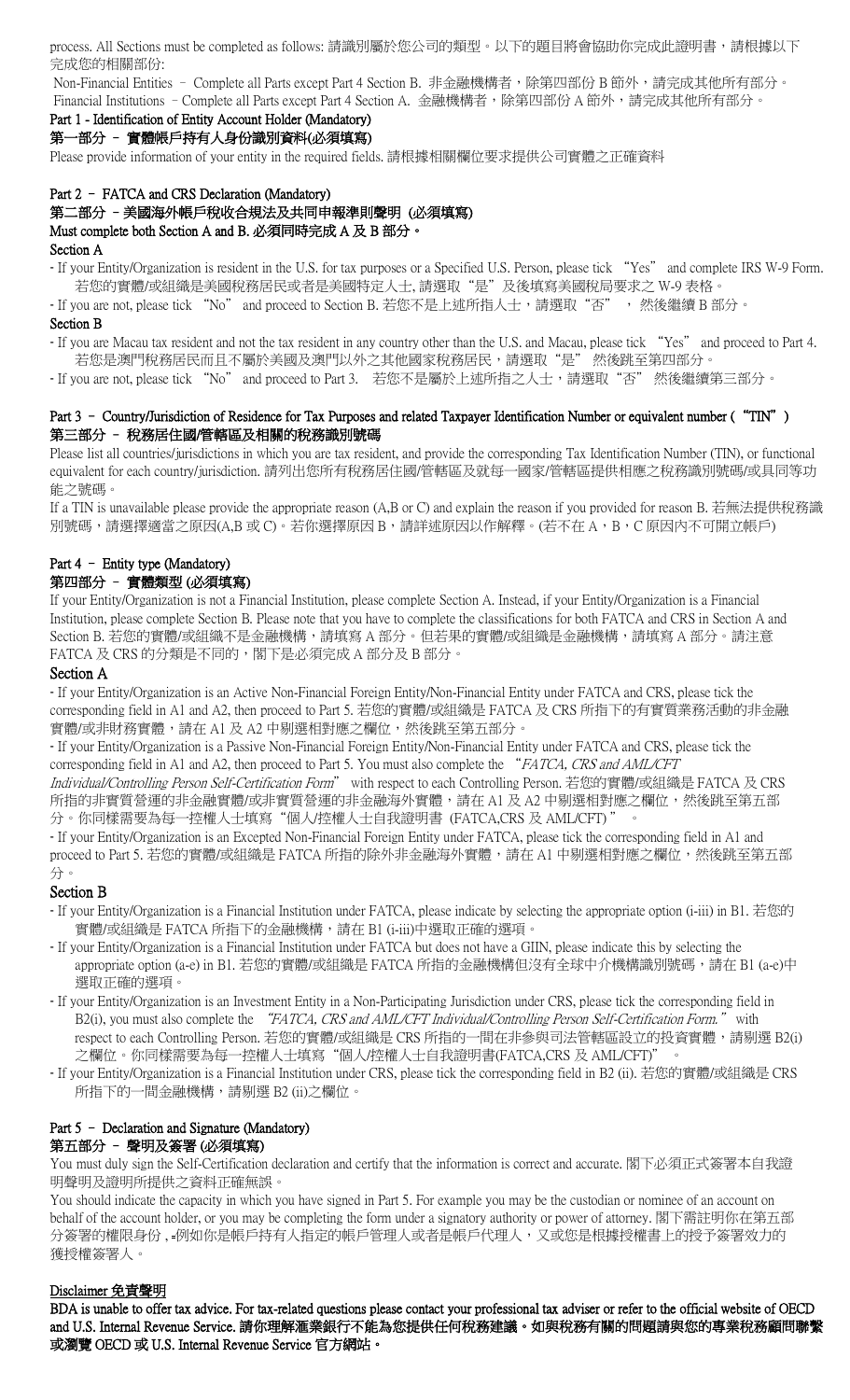process. All Sections must be completed as follows: 請識別屬於您公司的類型。以下的題目將會協助你完成此證明書，請根據以下完成您的相關部份:

Non-Financial Entities – Complete all Parts except Part 4 Section B. 非金融機構者，除第四部份 B 節外，請完成其他所有部分。
Financial Institutions – Complete all Parts except Part 4 Section A. 金融機構者，除第四部份 A 節外，請完成其他所有部分。

**Part 1 - Identification of Entity Account Holder (Mandatory)**

**第一部分 – 實體帳戶持有人身份識別資料(必須填寫)**

Please provide information of your entity in the required fields. 請根據相關欄位要求提供公司實體之正確資料

**Part 2 – FATCA and CRS Declaration (Mandatory)**

**第二部分 – 美國海外帳戶稅收合規法及共同申報準則聲明 (必須填寫)**

**Must complete both Section A and B. 必須同時完成 A 及 B 部分。**

**Section A**

- If your Entity/Organization is resident in the U.S. for tax purposes or a Specified U.S. Person, please tick "Yes" and complete IRS W-9 Form. 若您的實體/或組織是美國稅務居民或者是美國特定人士, 請選取"是"及後填寫美國稅局要求之 W-9 表格。
- If you are not, please tick "No" and proceed to Section B. 若您不是上述所指人士，請選取"否"，然後繼續 B 部分。

**Section B**

- If you are Macau tax resident and not the tax resident in any country other than the U.S. and Macau, please tick "Yes" and proceed to Part 4. 若您是澳門稅務居民而且不屬於美國及澳門以外之其他國家稅務居民，請選取"是" 然後跳至第四部分。
- If you are not, please tick "No" and proceed to Part 3. 若您不是屬於上述所指之人士，請選取"否" 然後繼續第三部分。

**Part 3 – Country/Jurisdiction of Residence for Tax Purposes and related Taxpayer Identification Number or equivalent number ("TIN")**

**第三部分 – 稅務居住國/管轄區及相關的稅務識別號碼**

Please list all countries/jurisdictions in which you are tax resident, and provide the corresponding Tax Identification Number (TIN), or functional equivalent for each country/jurisdiction. 請列出您所有稅務居住國/管轄區及就每一國家/管轄區提供相應之稅務識別號碼/或具同等功能之號碼。

If a TIN is unavailable please provide the appropriate reason (A,B or C) and explain the reason if you provided for reason B. 若無法提供稅務識別號碼，請選擇適當之原因(A,B 或 C)。若你選擇原因 B，請詳述原因以作解釋。(若不在 A，B，C 原因內不可開立帳戶)

**Part 4 – Entity type (Mandatory)**

**第四部分 – 實體類型 (必須填寫)**

If your Entity/Organization is not a Financial Institution, please complete Section A. Instead, if your Entity/Organization is a Financial Institution, please complete Section B. Please note that you have to complete the classifications for both FATCA and CRS in Section A and Section B. 若您的實體/或組織不是金融機構，請填寫 A 部分。但若果的實體/或組織是金融機構，請填寫 A 部分。請注意 FATCA 及 CRS 的分類是不同的，閣下是必須完成 A 部分及 B 部分。

**Section A**

- If your Entity/Organization is an Active Non-Financial Foreign Entity/Non-Financial Entity under FATCA and CRS, please tick the corresponding field in A1 and A2, then proceed to Part 5. 若您的實體/或組織是 FATCA 及 CRS 所指下的有實質業務活動的非金融實體/或非財務實體，請在 A1 及 A2 中剔選相對應之欄位，然後跳至第五部分。
- If your Entity/Organization is a Passive Non-Financial Foreign Entity/Non-Financial Entity under FATCA and CRS, please tick the corresponding field in A1 and A2, then proceed to Part 5. You must also complete the "*FATCA, CRS and AML/CFT Individual/Controlling Person Self-Certification Form*" with respect to each Controlling Person. 若您的實體/或組織是 FATCA 及 CRS 所指的非實質營運的非金融實體/或非實質營運的非金融海外實體，請在 A1 及 A2 中剔選相對應之欄位，然後跳至第五部分。你同樣需要為每一控權人士填寫"個人/控權人士自我證明書 (FATCA,CRS 及 AML/CFT)"。
- If your Entity/Organization is an Excepted Non-Financial Foreign Entity under FATCA, please tick the corresponding field in A1 and proceed to Part 5. 若您的實體/或組織是 FATCA 所指的除外非金融海外實體，請在 A1 中剔選相對應之欄位，然後跳至第五部分。

**Section B**

- If your Entity/Organization is a Financial Institution under FATCA, please indicate by selecting the appropriate option (i-iii) in B1. 若您的實體/或組織是 FATCA 所指下的金融機構，請在 B1 (i-iii)中選取正確的選項。
- If your Entity/Organization is a Financial Institution under FATCA but does not have a GIIN, please indicate this by selecting the appropriate option (a-e) in B1. 若您的實體/或組織是 FATCA 所指的金融機構但沒有全球中介機構識別號碼，請在 B1 (a-e)中選取正確的選項。
- If your Entity/Organization is an Investment Entity in a Non-Participating Jurisdiction under CRS, please tick the corresponding field in B2(i), you must also complete the "*FATCA, CRS and AML/CFT Individual/Controlling Person Self-Certification Form.*" with respect to each Controlling Person. 若您的實體/或組織是 CRS 所指的一間在非參與司法管轄區設立的投資實體，請剔選 B2(i)之欄位。你同樣需要為每一控權人士填寫"個人/控權人士自我證明書(FATCA,CRS 及 AML/CFT)"。
- If your Entity/Organization is a Financial Institution under CRS, please tick the corresponding field in B2 (ii). 若您的實體/或組織是 CRS 所指下的一間金融機構，請剔選 B2 (ii)之欄位。

**Part 5 – Declaration and Signature (Mandatory)**

**第五部分 – 聲明及簽署 (必須填寫)**

You must duly sign the Self-Certification declaration and certify that the information is correct and accurate. 閣下必須正式簽署本自我證明聲明及證明所提供之資料正確無誤。

You should indicate the capacity in which you have signed in Part 5. For example you may be the custodian or nominee of an account on behalf of the account holder, or you may be completing the form under a signatory authority or power of attorney. 閣下需註明你在第五部分簽署的權限身份，-例如你是帳戶持有人指定的帳戶管理人或者是帳戶代理人，又或您是根據授權書上的授予簽署效力的獲授權簽署人。

**Disclaimer 免責聲明**

**BDA is unable to offer tax advice. For tax-related questions please contact your professional tax adviser or refer to the official website of OECD and U.S. Internal Revenue Service. 請你理解滙業銀行不能為您提供任何稅務建議。如與稅務有關的問題請與您的專業稅務顧問聯繫或瀏覽 OECD 或 U.S. Internal Revenue Service 官方網站。**